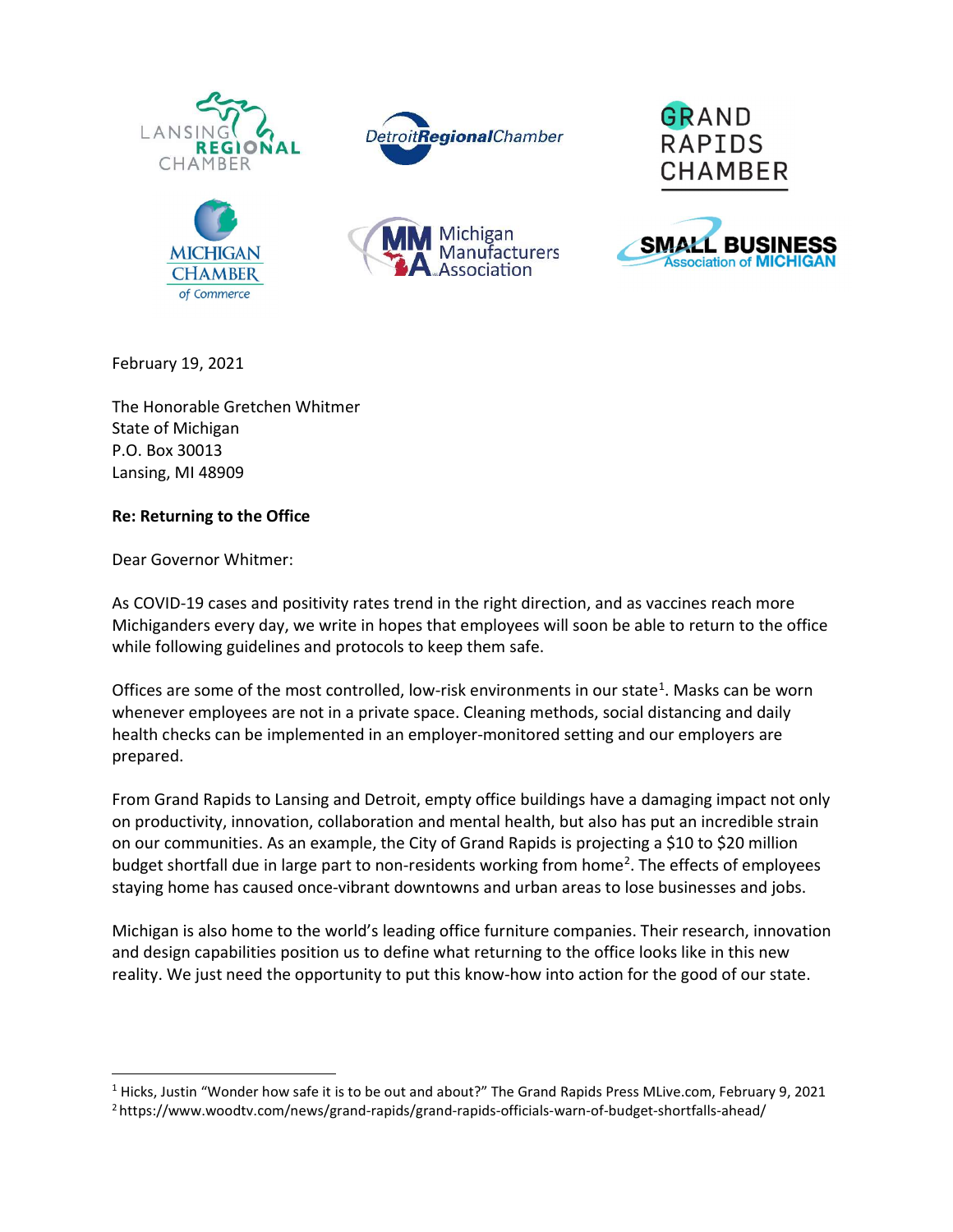LANSING REGIONAL CHAMBER

DetroitRegionalChamber

GRAND RAPIDS CHAMBER

MICHIGAN CHAMBER of Commerce

Michigan Manufacturers Association

SMALL BUSINESS Association of MICHIGAN

February 19, 2021

The Honorable Gretchen Whitmer
State of Michigan
P.O. Box 30013
Lansing, MI 48909

**Re: Returning to the Office**

Dear Governor Whitmer:

As COVID-19 cases and positivity rates trend in the right direction, and as vaccines reach more Michiganders every day, we write in hopes that employees will soon be able to return to the office while following guidelines and protocols to keep them safe.

Offices are some of the most controlled, low-risk environments in our state[1]. Masks can be worn whenever employees are not in a private space. Cleaning methods, social distancing and daily health checks can be implemented in an employer-monitored setting and our employers are prepared.

From Grand Rapids to Lansing and Detroit, empty office buildings have a damaging impact not only on productivity, innovation, collaboration and mental health, but also has put an incredible strain on our communities. As an example, the City of Grand Rapids is projecting a $10 to $20 million budget shortfall due in large part to non-residents working from home[2]. The effects of employees staying home has caused once-vibrant downtowns and urban areas to lose businesses and jobs.

Michigan is also home to the world's leading office furniture companies. Their research, innovation and design capabilities position us to define what returning to the office looks like in this new reality. We just need the opportunity to put this know-how into action for the good of our state.

---

[1] Hicks, Justin "Wonder how safe it is to be out and about?" The Grand Rapids Press MLive.com, February 9, 2021

[2] https://www.woodtv.com/news/grand-rapids/grand-rapids-officials-warn-of-budget-shortfalls-ahead/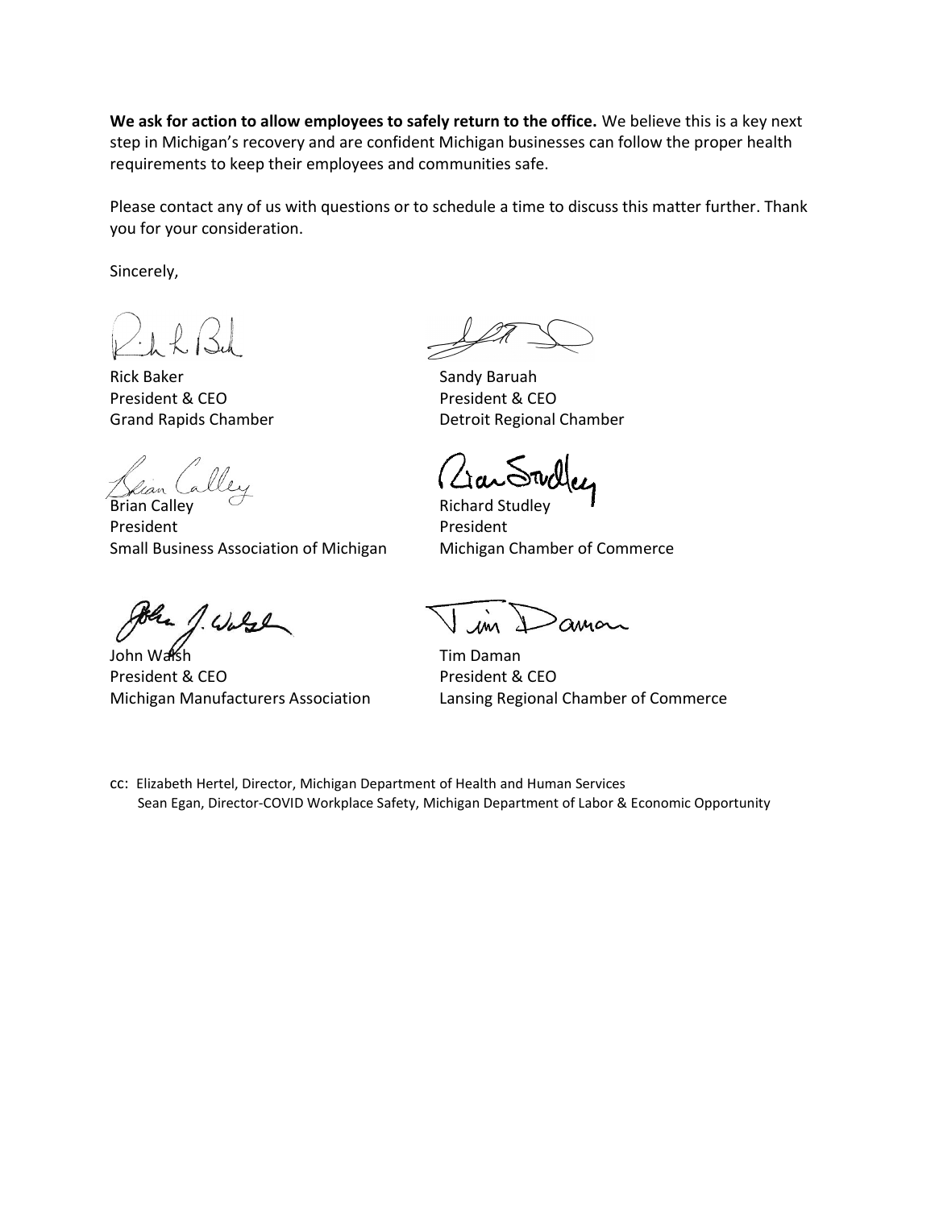**We ask for action to allow employees to safely return to the office.** We believe this is a key next step in Michigan's recovery and are confident Michigan businesses can follow the proper health requirements to keep their employees and communities safe.

Please contact any of us with questions or to schedule a time to discuss this matter further. Thank you for your consideration.

Sincerely,

Rick Baker
President & CEO
Grand Rapids Chamber

Sandy Baruah
President & CEO
Detroit Regional Chamber

Brian Calley
President
Small Business Association of Michigan

Richard Studley
President
Michigan Chamber of Commerce

John Walsh
President & CEO
Michigan Manufacturers Association

Tim Daman
President & CEO
Lansing Regional Chamber of Commerce

cc: Elizabeth Hertel, Director, Michigan Department of Health and Human Services
Sean Egan, Director-COVID Workplace Safety, Michigan Department of Labor & Economic Opportunity